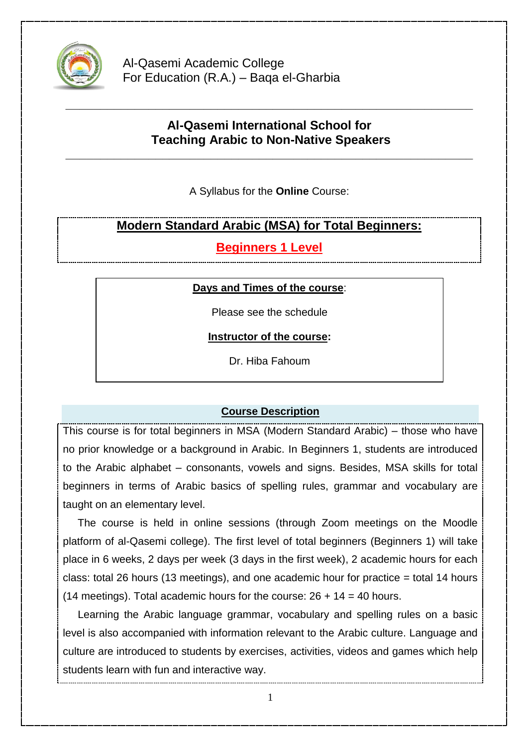Al-Qasemi Academic College
For Education (R.A.) – Baqa el-Gharbia

## Al-Qasemi International School for Teaching Arabic to Non-Native Speakers

A Syllabus for the **Online** Course:

# Modern Standard Arabic (MSA) for Total Beginners:

## Beginners 1 Level

**Days and Times of the course**:

Please see the schedule

**Instructor of the course:**

Dr. Hiba Fahoum

### Course Description

This course is for total beginners in MSA (Modern Standard Arabic) – those who have no prior knowledge or a background in Arabic. In Beginners 1, students are introduced to the Arabic alphabet – consonants, vowels and signs. Besides, MSA skills for total beginners in terms of Arabic basics of spelling rules, grammar and vocabulary are taught on an elementary level.

The course is held in online sessions (through Zoom meetings on the Moodle platform of al-Qasemi college). The first level of total beginners (Beginners 1) will take place in 6 weeks, 2 days per week (3 days in the first week), 2 academic hours for each class: total 26 hours (13 meetings), and one academic hour for practice = total 14 hours (14 meetings). Total academic hours for the course: 26 + 14 = 40 hours.

Learning the Arabic language grammar, vocabulary and spelling rules on a basic level is also accompanied with information relevant to the Arabic culture. Language and culture are introduced to students by exercises, activities, videos and games which help students learn with fun and interactive way.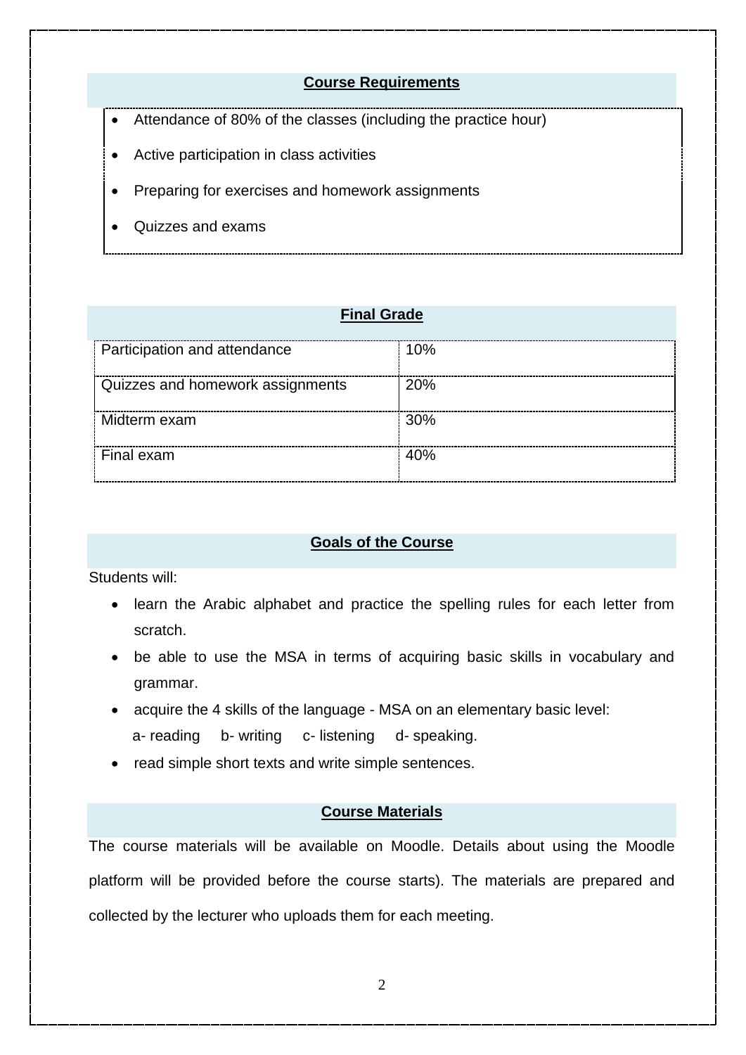## Course Requirements

- Attendance of 80% of the classes (including the practice hour)
- Active participation in class activities
- Preparing for exercises and homework assignments
- Quizzes and exams

## Final Grade

| Participation and attendance | 10% |
|---|---|
| Quizzes and homework assignments | 20% |
| Midterm exam | 30% |
| Final exam | 40% |

## Goals of the Course

Students will:

- learn the Arabic alphabet and practice the spelling rules for each letter from scratch.
- be able to use the MSA in terms of acquiring basic skills in vocabulary and grammar.
- acquire the 4 skills of the language - MSA on an elementary basic level:
  a- reading b- writing c- listening d- speaking.
- read simple short texts and write simple sentences.

## Course Materials

The course materials will be available on Moodle. Details about using the Moodle platform will be provided before the course starts). The materials are prepared and collected by the lecturer who uploads them for each meeting.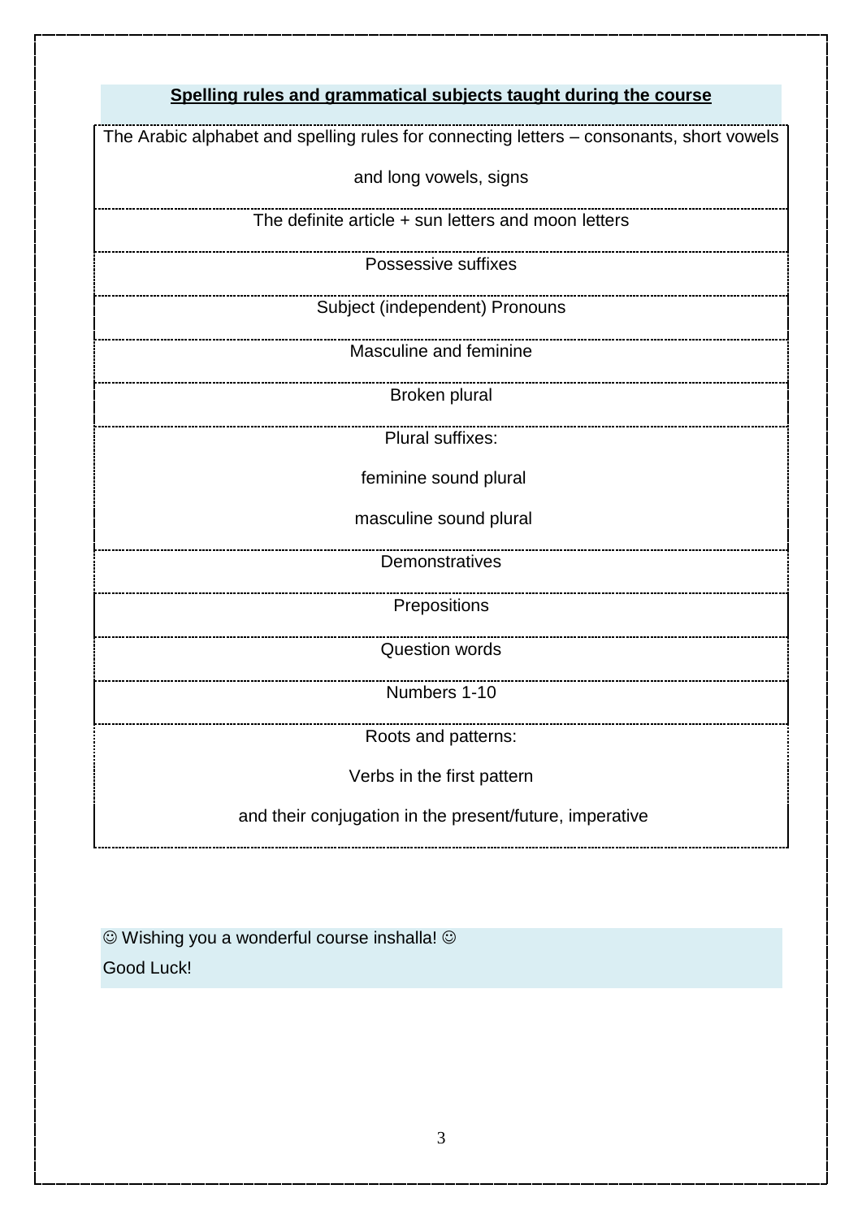**Spelling rules and grammatical subjects taught during the course**

| |
|---|
| The Arabic alphabet and spelling rules for connecting letters – consonants, short vowels and long vowels, signs |
| The definite article + sun letters and moon letters |
| Possessive suffixes |
| Subject (independent) Pronouns |
| Masculine and feminine |
| Broken plural |
| Plural suffixes: feminine sound plural masculine sound plural |
| Demonstratives |
| Prepositions |
| Question words |
| Numbers 1-10 |
| Roots and patterns: Verbs in the first pattern and their conjugation in the present/future, imperative |

☺ Wishing you a wonderful course inshalla! ☺

Good Luck!